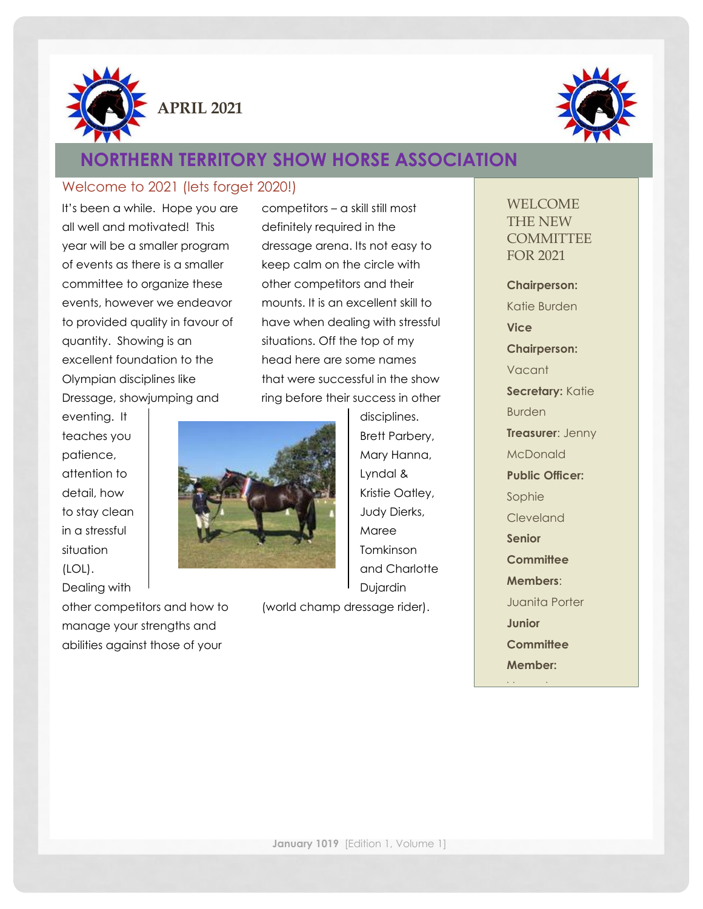APRIL 2021

# NORTHERN TERRITORY SHOW HORSE ASSOCIATION

## Welcome to 2021 (lets forget 2020!)

It's been a while. Hope you are all well and motivated! This year will be a smaller program of events as there is a smaller committee to organize these events, however we endeavor to provided quality in favour of quantity. Showing is an excellent foundation to the Olympian disciplines like Dressage, showjumping and eventing. It teaches you patience, attention to detail, how to stay clean in a stressful situation (LOL). Dealing with other competitors and how to manage your strengths and abilities against those of your competitors – a skill still most definitely required in the dressage arena. Its not easy to keep calm on the circle with other competitors and their mounts. It is an excellent skill to have when dealing with stressful situations. Off the top of my head here are some names that were successful in the show ring before their success in other disciplines. Brett Parbery, Mary Hanna, Lyndal & Kristie Oatley, Judy Dierks, Maree Tomkinson and Charlotte Dujardin (world champ dressage rider).

### WELCOME THE NEW COMMITTEE FOR 2021

**Chairperson:** Katie Burden

**Vice Chairperson:** Vacant

**Secretary:** Katie Burden

**Treasurer**: Jenny McDonald

**Public Officer:** Sophie Cleveland

**Senior Committee Members**: Juanita Porter

**Junior Committee Member:**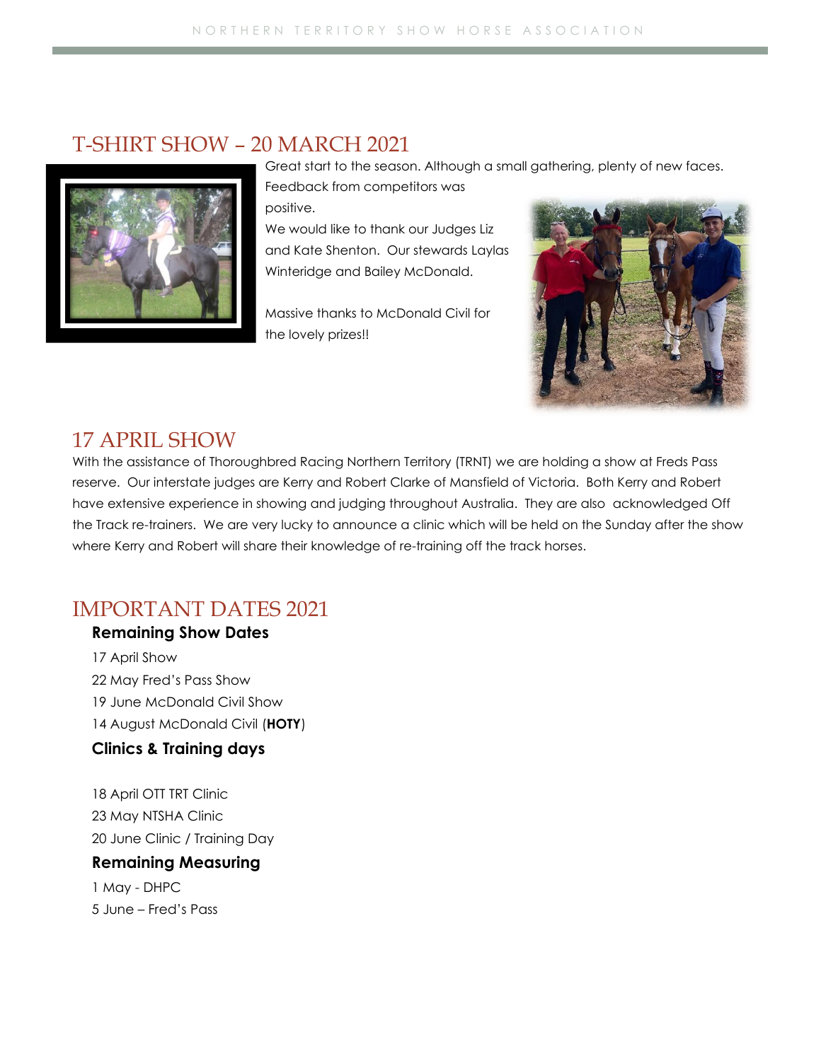## T-SHIRT SHOW – 20 MARCH 2021

Great start to the season. Although a small gathering, plenty of new faces. Feedback from competitors was positive.

We would like to thank our Judges Liz and Kate Shenton. Our stewards Laylas Winteridge and Bailey McDonald.

Massive thanks to McDonald Civil for the lovely prizes!!

## 17 APRIL SHOW

With the assistance of Thoroughbred Racing Northern Territory (TRNT) we are holding a show at Freds Pass reserve. Our interstate judges are Kerry and Robert Clarke of Mansfield of Victoria. Both Kerry and Robert have extensive experience in showing and judging throughout Australia. They are also acknowledged Off the Track re-trainers. We are very lucky to announce a clinic which will be held on the Sunday after the show where Kerry and Robert will share their knowledge of re-training off the track horses.

## IMPORTANT DATES 2021

### Remaining Show Dates

17 April Show
22 May Fred's Pass Show
19 June McDonald Civil Show
14 August McDonald Civil (**HOTY**)

### Clinics & Training days

18 April OTT TRT Clinic
23 May NTSHA Clinic
20 June Clinic / Training Day

### Remaining Measuring

1 May - DHPC
5 June – Fred's Pass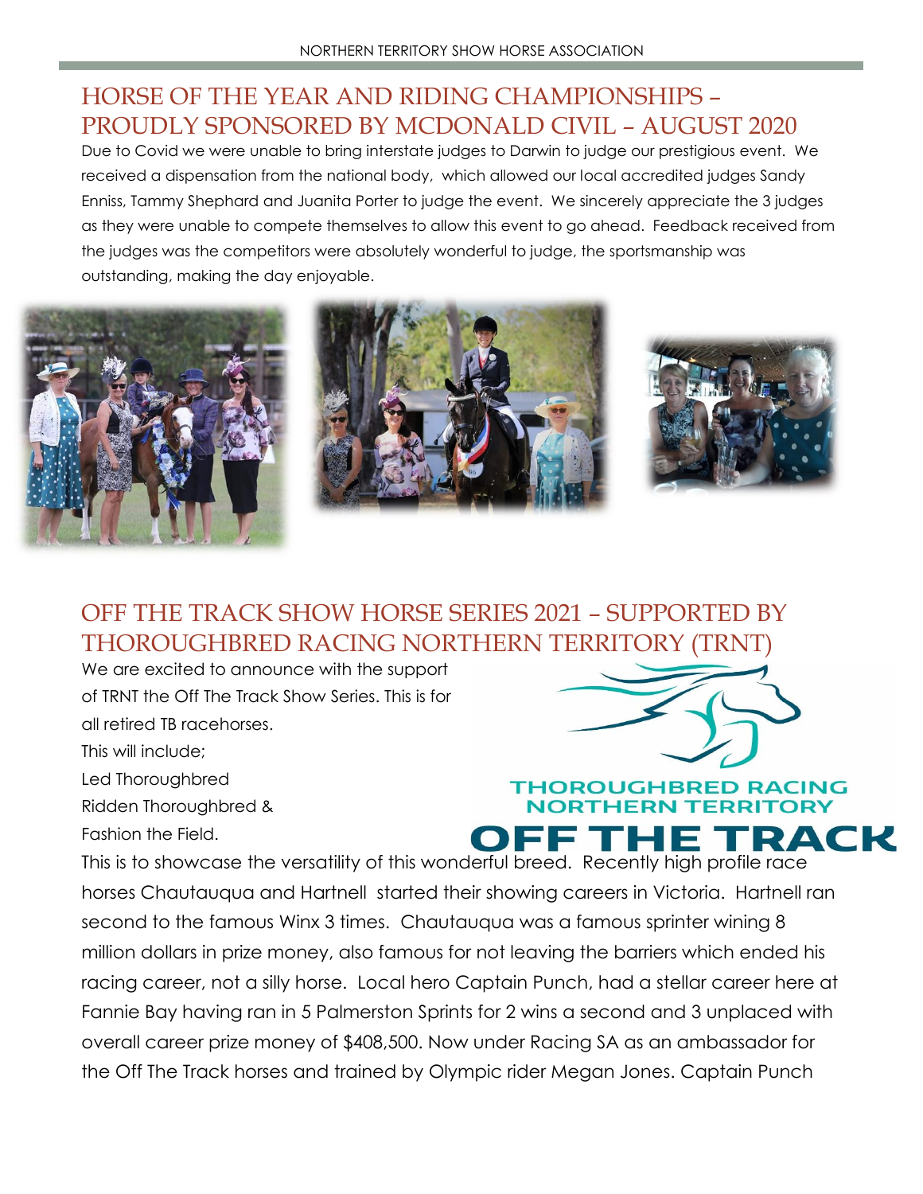## HORSE OF THE YEAR AND RIDING CHAMPIONSHIPS – PROUDLY SPONSORED BY MCDONALD CIVIL – AUGUST 2020

Due to Covid we were unable to bring interstate judges to Darwin to judge our prestigious event. We received a dispensation from the national body, which allowed our local accredited judges Sandy Enniss, Tammy Shephard and Juanita Porter to judge the event. We sincerely appreciate the 3 judges as they were unable to compete themselves to allow this event to go ahead. Feedback received from the judges was the competitors were absolutely wonderful to judge, the sportsmanship was outstanding, making the day enjoyable.

## OFF THE TRACK SHOW HORSE SERIES 2021 – SUPPORTED BY THOROUGHBRED RACING NORTHERN TERRITORY (TRNT)

We are excited to announce with the support of TRNT the Off The Track Show Series. This is for all retired TB racehorses.

This will include;

Led Thoroughbred

Ridden Thoroughbred &

Fashion the Field.

THOROUGHBRED RACING NORTHERN TERRITORY

OFF THE TRACK

This is to showcase the versatility of this wonderful breed. Recently high profile race horses Chautauqua and Hartnell started their showing careers in Victoria. Hartnell ran second to the famous Winx 3 times. Chautauqua was a famous sprinter wining 8 million dollars in prize money, also famous for not leaving the barriers which ended his racing career, not a silly horse. Local hero Captain Punch, had a stellar career here at Fannie Bay having ran in 5 Palmerston Sprints for 2 wins a second and 3 unplaced with overall career prize money of $408,500. Now under Racing SA as an ambassador for the Off The Track horses and trained by Olympic rider Megan Jones. Captain Punch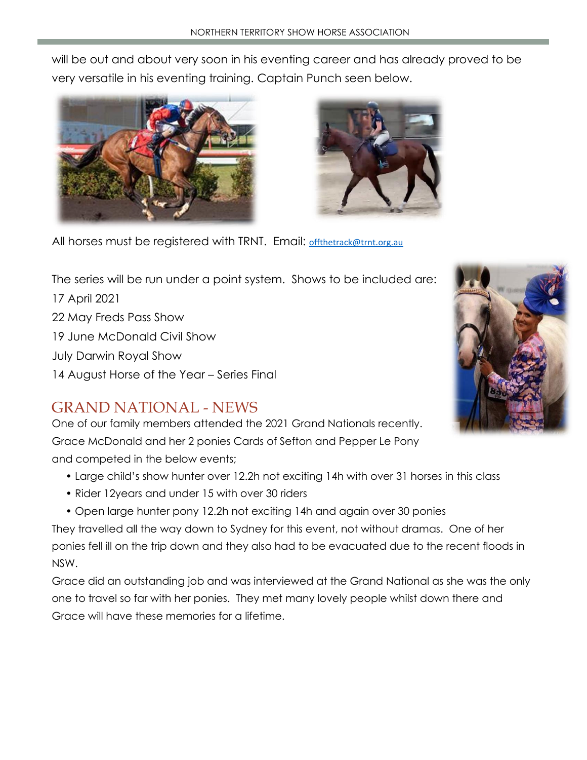will be out and about very soon in his eventing career and has already proved to be very versatile in his eventing training. Captain Punch seen below.

All horses must be registered with TRNT.  Email: offthetrack@trnt.org.au

The series will be run under a point system.  Shows to be included are:

17 April 2021

22 May Freds Pass Show

19 June McDonald Civil Show

July Darwin Royal Show

14 August Horse of the Year – Series Final

## GRAND NATIONAL - NEWS

One of our family members attended the 2021 Grand Nationals recently. Grace McDonald and her 2 ponies Cards of Sefton and Pepper Le Pony and competed in the below events;

- Large child's show hunter over 12.2h not exciting 14h with over 31 horses in this class
- Rider 12years and under 15 with over 30 riders
- Open large hunter pony 12.2h not exciting 14h and again over 30 ponies

They travelled all the way down to Sydney for this event, not without dramas.  One of her ponies fell ill on the trip down and they also had to be evacuated due to the recent floods in NSW.

Grace did an outstanding job and was interviewed at the Grand National as she was the only one to travel so far with her ponies.  They met many lovely people whilst down there and Grace will have these memories for a lifetime.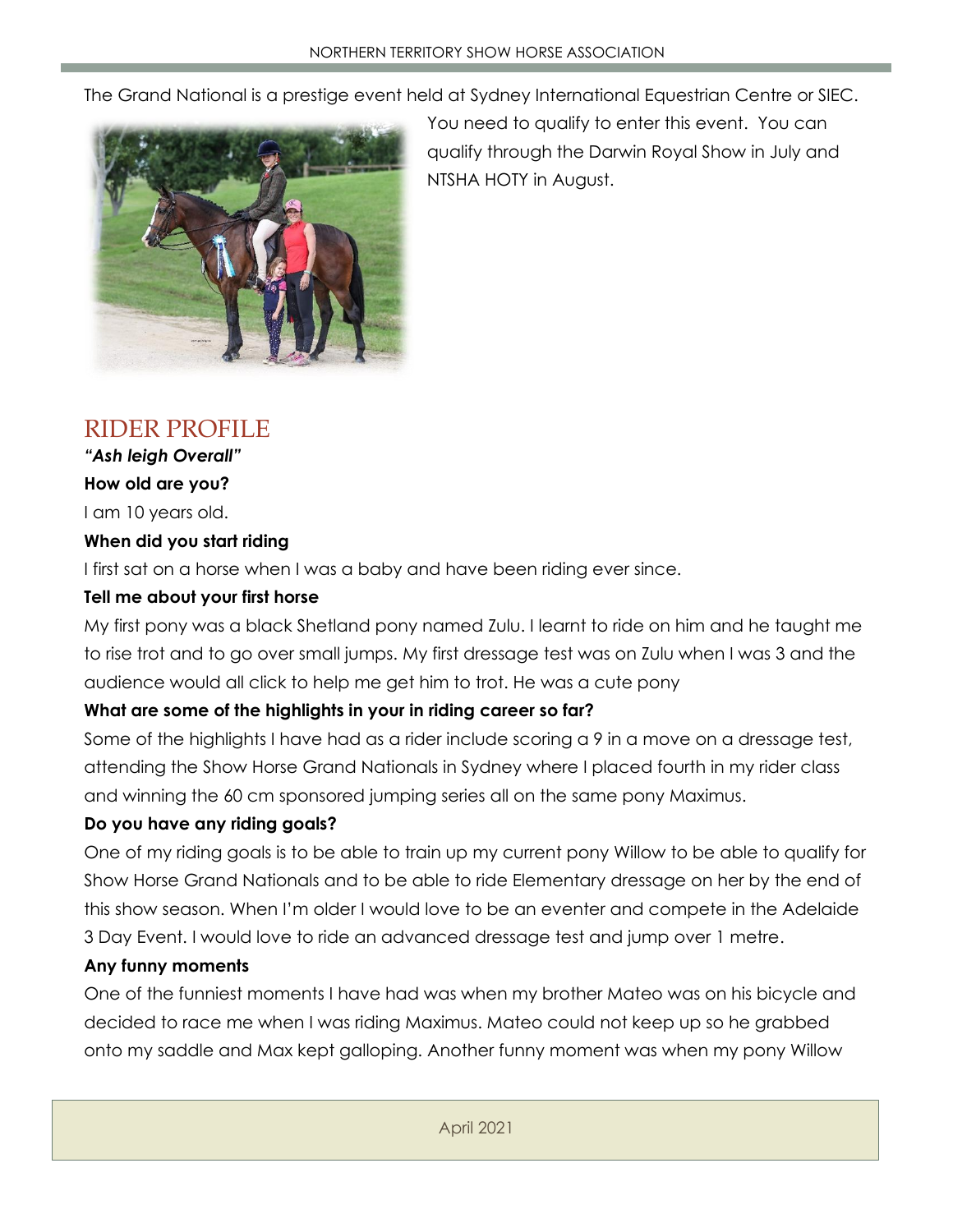The Grand National is a prestige event held at Sydney International Equestrian Centre or SIEC. You need to qualify to enter this event. You can qualify through the Darwin Royal Show in July and NTSHA HOTY in August.

## RIDER PROFILE

***"Ash leigh Overall"***

**How old are you?**

I am 10 years old.

**When did you start riding**

I first sat on a horse when I was a baby and have been riding ever since.

**Tell me about your first horse**

My first pony was a black Shetland pony named Zulu. I learnt to ride on him and he taught me to rise trot and to go over small jumps. My first dressage test was on Zulu when I was 3 and the audience would all click to help me get him to trot. He was a cute pony

**What are some of the highlights in your in riding career so far?**

Some of the highlights I have had as a rider include scoring a 9 in a move on a dressage test, attending the Show Horse Grand Nationals in Sydney where I placed fourth in my rider class and winning the 60 cm sponsored jumping series all on the same pony Maximus.

**Do you have any riding goals?**

One of my riding goals is to be able to train up my current pony Willow to be able to qualify for Show Horse Grand Nationals and to be able to ride Elementary dressage on her by the end of this show season. When I'm older I would love to be an eventer and compete in the Adelaide 3 Day Event. I would love to ride an advanced dressage test and jump over 1 metre.

**Any funny moments**

One of the funniest moments I have had was when my brother Mateo was on his bicycle and decided to race me when I was riding Maximus. Mateo could not keep up so he grabbed onto my saddle and Max kept galloping. Another funny moment was when my pony Willow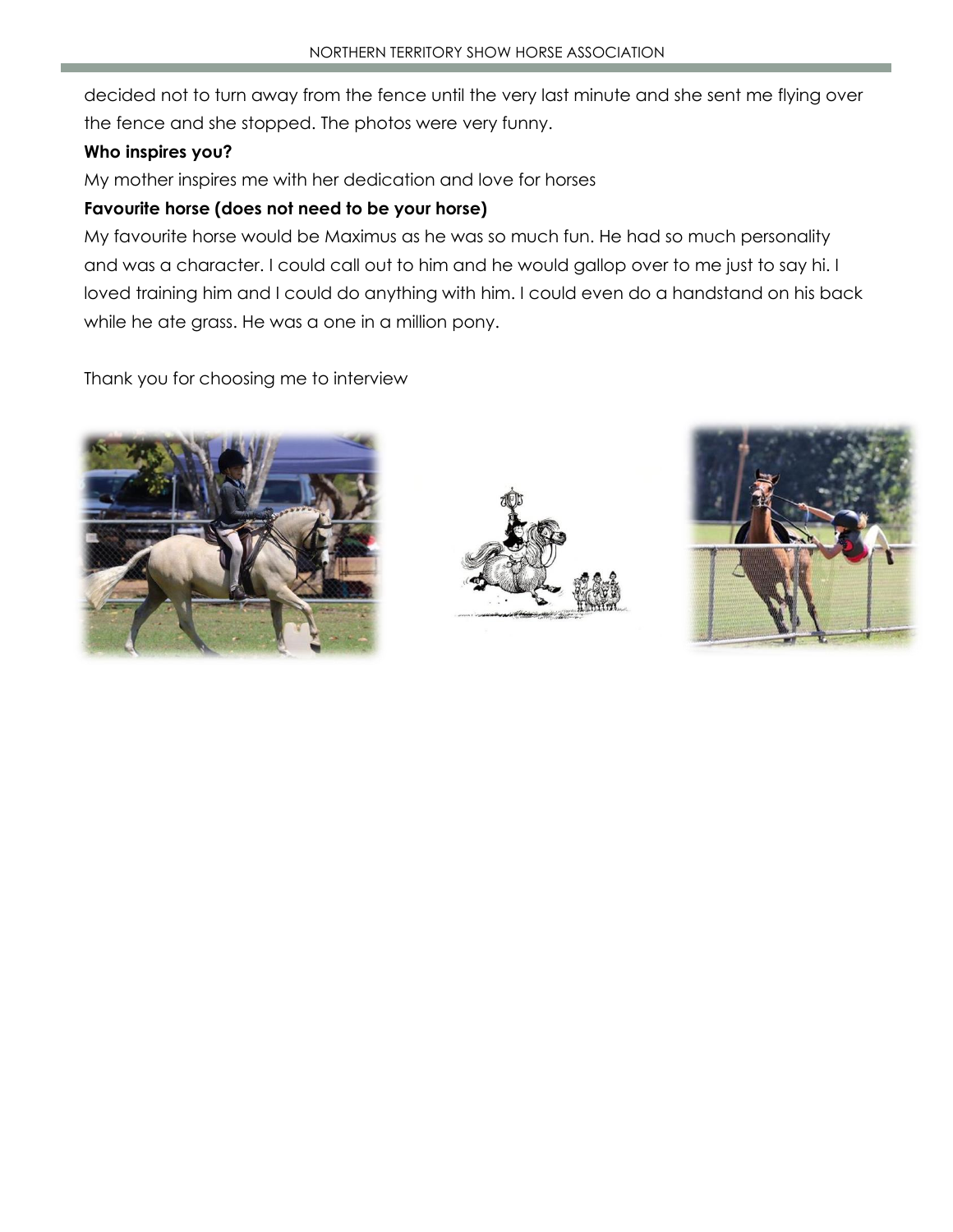decided not to turn away from the fence until the very last minute and she sent me flying over the fence and she stopped. The photos were very funny.

**Who inspires you?**

My mother inspires me with her dedication and love for horses

**Favourite horse (does not need to be your horse)**

My favourite horse would be Maximus as he was so much fun. He had so much personality and was a character. I could call out to him and he would gallop over to me just to say hi. I loved training him and I could do anything with him. I could even do a handstand on his back while he ate grass. He was a one in a million pony.

Thank you for choosing me to interview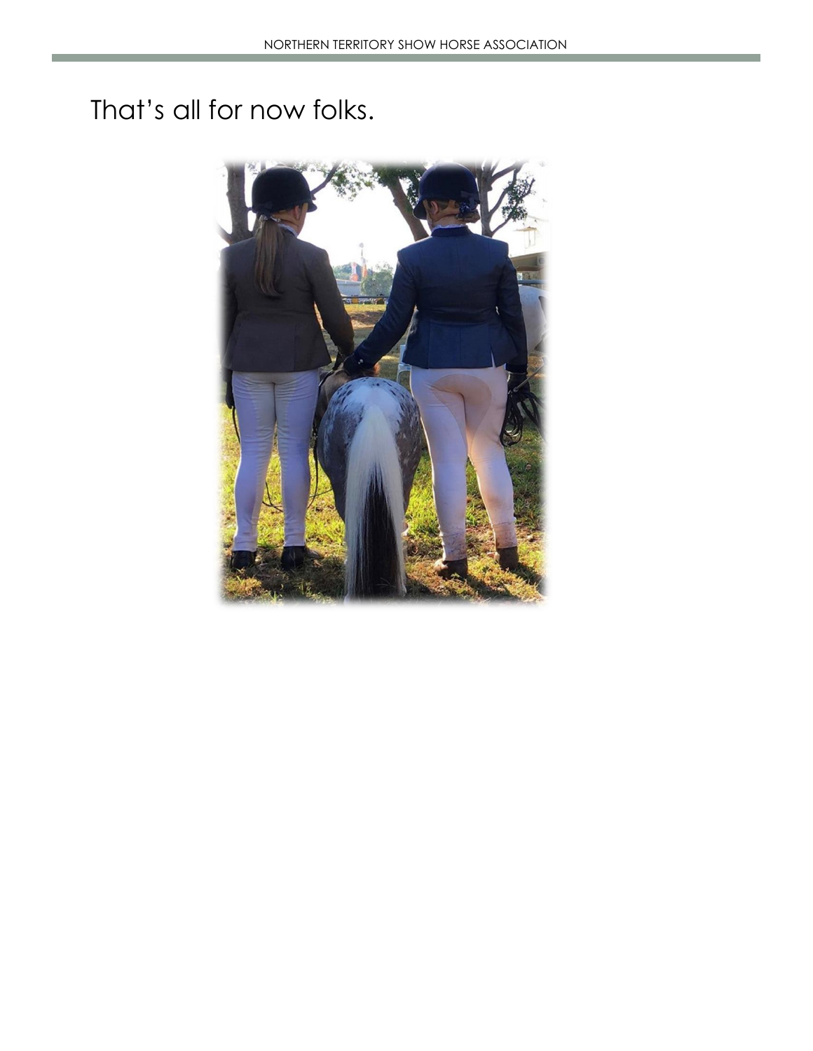That's all for now folks.